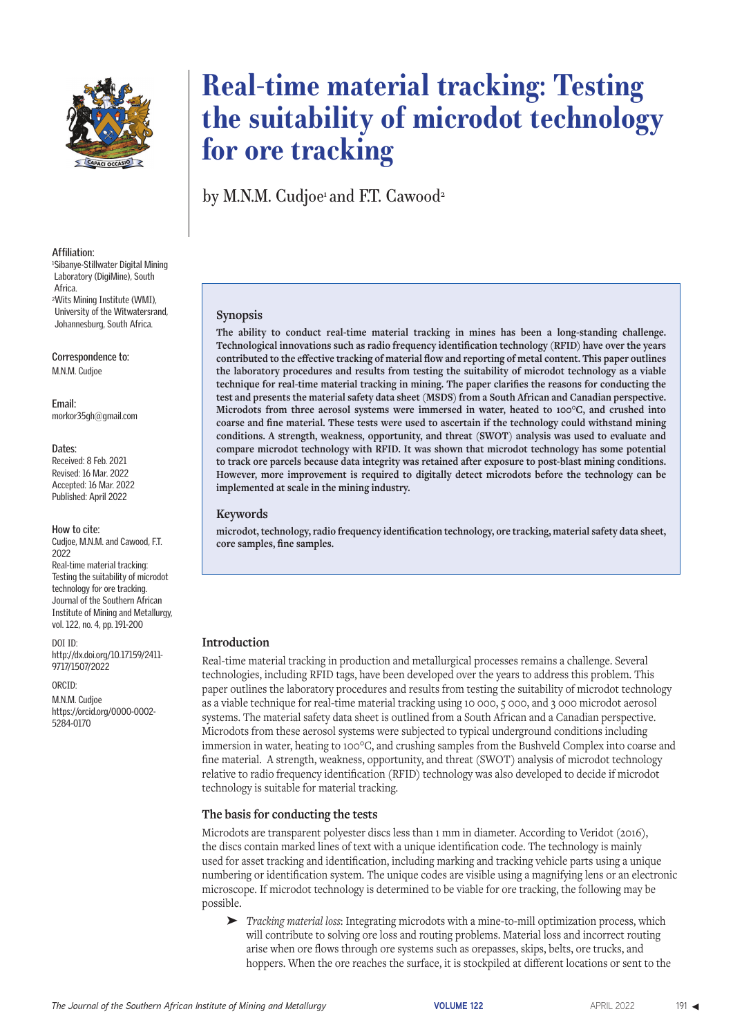# Real-time material tracking: Testing the suitability of microdot technology for ore tracking

by M.N.M. Cudjoe[1] and F.T. Cawood[2]

**Affiliation:**
[1]Sibanye-Stillwater Digital Mining Laboratory (DigiMine), South Africa.
[2]Wits Mining Institute (WMI), University of the Witwatersrand, Johannesburg, South Africa.

**Correspondence to:**
M.N.M. Cudjoe

**Email:**
morkor35gh@gmail.com

**Dates:**
Received: 8 Feb. 2021
Revised: 16 Mar. 2022
Accepted: 16 Mar. 2022
Published: April 2022

**How to cite:**
Cudjoe, M.N.M. and Cawood, F.T. 2022
Real-time material tracking: Testing the suitability of microdot technology for ore tracking. Journal of the Southern African Institute of Mining and Metallurgy, vol. 122, no. 4, pp. 191-200

**DOI ID:**
http://dx.doi.org/10.17159/2411-9717/1507/2022

**ORCID:**
M.N.M. Cudjoe
https://orcid.org/0000-0002-5284-0170

## Synopsis

**The ability to conduct real-time material tracking in mines has been a long-standing challenge. Technological innovations such as radio frequency identification technology (RFID) have over the years contributed to the effective tracking of material flow and reporting of metal content. This paper outlines the laboratory procedures and results from testing the suitability of microdot technology as a viable technique for real-time material tracking in mining. The paper clarifies the reasons for conducting the test and presents the material safety data sheet (MSDS) from a South African and Canadian perspective. Microdots from three aerosol systems were immersed in water, heated to 100°C, and crushed into coarse and fine material. These tests were used to ascertain if the technology could withstand mining conditions. A strength, weakness, opportunity, and threat (SWOT) analysis was used to evaluate and compare microdot technology with RFID. It was shown that microdot technology has some potential to track ore parcels because data integrity was retained after exposure to post-blast mining conditions. However, more improvement is required to digitally detect microdots before the technology can be implemented at scale in the mining industry.**

## Keywords

**microdot, technology, radio frequency identification technology, ore tracking, material safety data sheet, core samples, fine samples.**

## Introduction

Real-time material tracking in production and metallurgical processes remains a challenge. Several technologies, including RFID tags, have been developed over the years to address this problem. This paper outlines the laboratory procedures and results from testing the suitability of microdot technology as a viable technique for real-time material tracking using 10 000, 5 000, and 3 000 microdot aerosol systems. The material safety data sheet is outlined from a South African and a Canadian perspective. Microdots from these aerosol systems were subjected to typical underground conditions including immersion in water, heating to 100°C, and crushing samples from the Bushveld Complex into coarse and fine material. A strength, weakness, opportunity, and threat (SWOT) analysis of microdot technology relative to radio frequency identification (RFID) technology was also developed to decide if microdot technology is suitable for material tracking.

### The basis for conducting the tests

Microdots are transparent polyester discs less than 1 mm in diameter. According to Veridot (2016), the discs contain marked lines of text with a unique identification code. The technology is mainly used for asset tracking and identification, including marking and tracking vehicle parts using a unique numbering or identification system. The unique codes are visible using a magnifying lens or an electronic microscope. If microdot technology is determined to be viable for ore tracking, the following may be possible.

- *Tracking material loss*: Integrating microdots with a mine-to-mill optimization process, which will contribute to solving ore loss and routing problems. Material loss and incorrect routing arise when ore flows through ore systems such as orepasses, skips, belts, ore trucks, and hoppers. When the ore reaches the surface, it is stockpiled at different locations or sent to the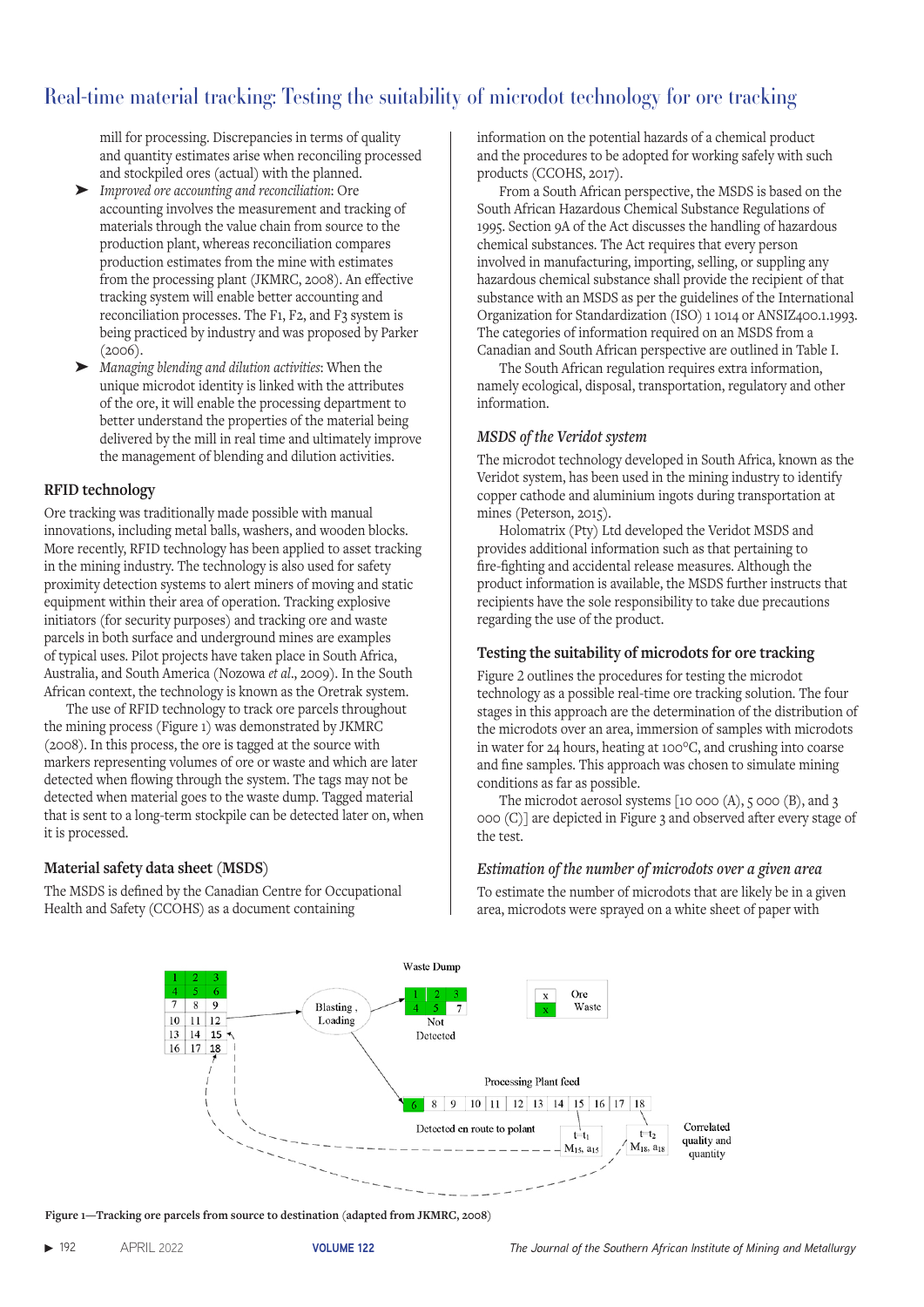mill for processing. Discrepancies in terms of quality and quantity estimates arise when reconciling processed and stockpiled ores (actual) with the planned.

- *Improved ore accounting and reconciliation*: Ore accounting involves the measurement and tracking of materials through the value chain from source to the production plant, whereas reconciliation compares production estimates from the mine with estimates from the processing plant (JKMRC, 2008). An effective tracking system will enable better accounting and reconciliation processes. The F1, F2, and F3 system is being practiced by industry and was proposed by Parker (2006).
- *Managing blending and dilution activities*: When the unique microdot identity is linked with the attributes of the ore, it will enable the processing department to better understand the properties of the material being delivered by the mill in real time and ultimately improve the management of blending and dilution activities.

## RFID technology

Ore tracking was traditionally made possible with manual innovations, including metal balls, washers, and wooden blocks. More recently, RFID technology has been applied to asset tracking in the mining industry. The technology is also used for safety proximity detection systems to alert miners of moving and static equipment within their area of operation. Tracking explosive initiators (for security purposes) and tracking ore and waste parcels in both surface and underground mines are examples of typical uses. Pilot projects have taken place in South Africa, Australia, and South America (Nozowa *et al*., 2009). In the South African context, the technology is known as the Oretrak system.

The use of RFID technology to track ore parcels throughout the mining process (Figure 1) was demonstrated by JKMRC (2008). In this process, the ore is tagged at the source with markers representing volumes of ore or waste and which are later detected when flowing through the system. The tags may not be detected when material goes to the waste dump. Tagged material that is sent to a long-term stockpile can be detected later on, when it is processed.

## Material safety data sheet (MSDS)

The MSDS is defined by the Canadian Centre for Occupational Health and Safety (CCOHS) as a document containing information on the potential hazards of a chemical product and the procedures to be adopted for working safely with such products (CCOHS, 2017).

From a South African perspective, the MSDS is based on the South African Hazardous Chemical Substance Regulations of 1995. Section 9A of the Act discusses the handling of hazardous chemical substances. The Act requires that every person involved in manufacturing, importing, selling, or suppling any hazardous chemical substance shall provide the recipient of that substance with an MSDS as per the guidelines of the International Organization for Standardization (ISO) 1 1014 or ANSIZ400.1.1993. The categories of information required on an MSDS from a Canadian and South African perspective are outlined in Table I.

The South African regulation requires extra information, namely ecological, disposal, transportation, regulatory and other information.

### *MSDS of the Veridot system*

The microdot technology developed in South Africa, known as the Veridot system, has been used in the mining industry to identify copper cathode and aluminium ingots during transportation at mines (Peterson, 2015).

Holomatrix (Pty) Ltd developed the Veridot MSDS and provides additional information such as that pertaining to fire-fighting and accidental release measures. Although the product information is available, the MSDS further instructs that recipients have the sole responsibility to take due precautions regarding the use of the product.

## Testing the suitability of microdots for ore tracking

Figure 2 outlines the procedures for testing the microdot technology as a possible real-time ore tracking solution. The four stages in this approach are the determination of the distribution of the microdots over an area, immersion of samples with microdots in water for 24 hours, heating at 100°C, and crushing into coarse and fine samples. This approach was chosen to simulate mining conditions as far as possible.

The microdot aerosol systems [10 000 (A), 5 000 (B), and 3 000 (C)] are depicted in Figure 3 and observed after every stage of the test.

### *Estimation of the number of microdots over a given area*

To estimate the number of microdots that are likely be in a given area, microdots were sprayed on a white sheet of paper with

**Figure 1—Tracking ore parcels from source to destination (adapted from JKMRC, 2008)**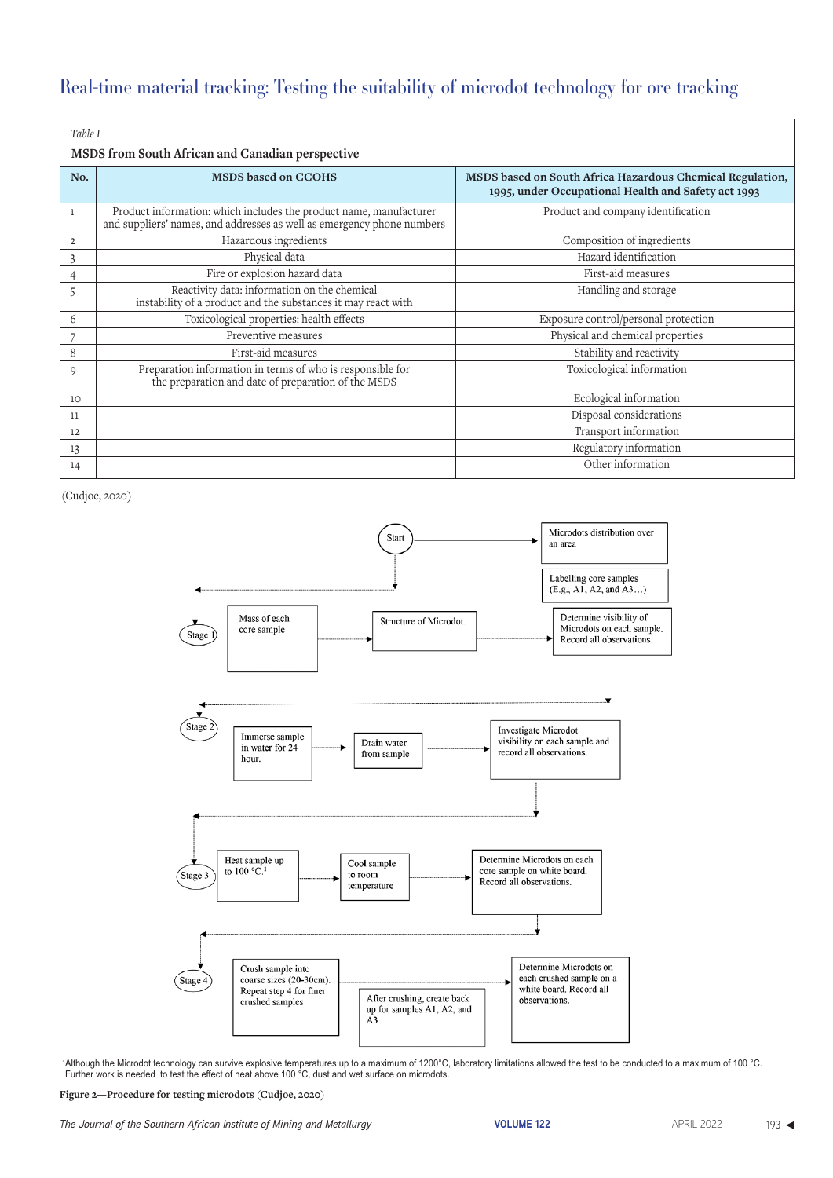Table I

**MSDS from South African and Canadian perspective**

| No. | MSDS based on CCOHS | MSDS based on South Africa Hazardous Chemical Regulation, 1995, under Occupational Health and Safety act 1993 |
|---|---|---|
| 1 | Product information: which includes the product name, manufacturer and suppliers' names, and addresses as well as emergency phone numbers | Product and company identification |
| 2 | Hazardous ingredients | Composition of ingredients |
| 3 | Physical data | Hazard identification |
| 4 | Fire or explosion hazard data | First-aid measures |
| 5 | Reactivity data: information on the chemical instability of a product and the substances it may react with | Handling and storage |
| 6 | Toxicological properties: health effects | Exposure control/personal protection |
| 7 | Preventive measures | Physical and chemical properties |
| 8 | First-aid measures | Stability and reactivity |
| 9 | Preparation information in terms of who is responsible for the preparation and date of preparation of the MSDS | Toxicological information |
| 10 | | Ecological information |
| 11 | | Disposal considerations |
| 12 | | Transport information |
| 13 | | Regulatory information |
| 14 | | Other information |

(Cudjoe, 2020)

Start → Microdots distribution over an area → Labelling core samples (E.g., A1, A2, and A3…)

Stage 1: Mass of each core sample → Structure of Microdot. → Determine visibility of Microdots on each sample. Record all observations.

Stage 2: Immerse sample in water for 24 hour. → Drain water from sample → Investigate Microdot visibility on each sample and record all observations.

Stage 3: Heat sample up to 100 °C.[1] → Cool sample to room temperature → Determine Microdots on each core sample on white board. Record all observations.

Stage 4: Crush sample into coarse sizes (20-30cm). Repeat step 4 for finer crushed samples → After crushing, create back up for samples A1, A2, and A3. → Determine Microdots on each crushed sample on a white board. Record all observations.

[1]Although the Microdot technology can survive explosive temperatures up to a maximum of 1200°C, laboratory limitations allowed the test to be conducted to a maximum of 100 °C. Further work is needed to test the effect of heat above 100 °C, dust and wet surface on microdots.

**Figure 2—Procedure for testing microdots (Cudjoe, 2020)**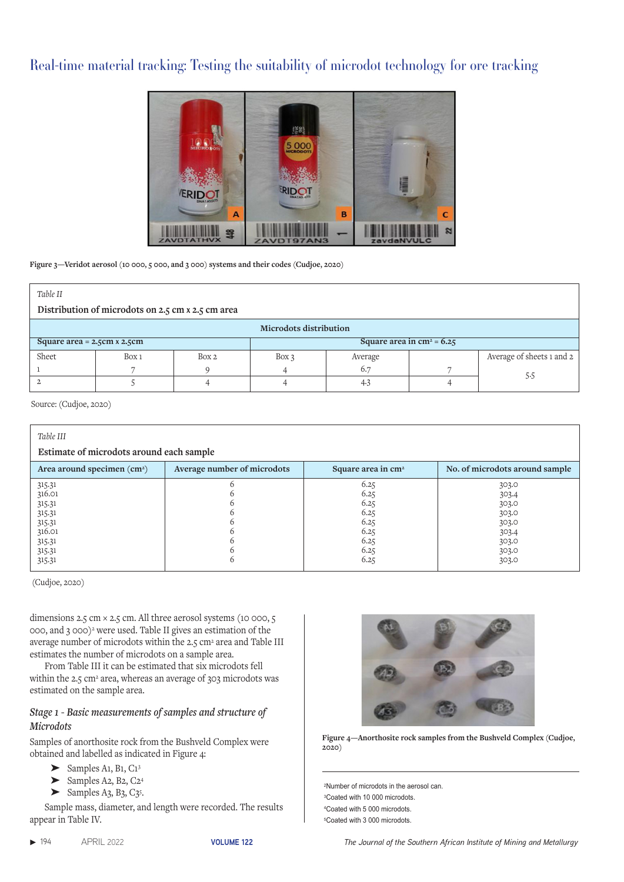Figure 3—Veridot aerosol (10 000, 5 000, and 3 000) systems and their codes (Cudjoe, 2020)

*Table II*

**Distribution of microdots on 2.5 cm x 2.5 cm area**

| Microdots distribution | | | | | | |
|---|---|---|---|---|---|---|
| Square area = 2.5cm x 2.5cm | | | Square area in cm² = 6.25 | | | |
| Sheet | Box 1 | Box 2 | Box 3 | Average | | Average of sheets 1 and 2 |
| 1 | 7 | 9 | 4 | 6.7 | 7 | 5.5 |
| 2 | 5 | 4 | 4 | 4.3 | 4 | |

Source: (Cudjoe, 2020)

*Table III*

**Estimate of microdots around each sample**

| Area around specimen (cm²) | Average number of microdots | Square area in cm² | No. of microdots around sample |
|---|---|---|---|
| 315.31 | 6 | 6.25 | 303.0 |
| 316.01 | 6 | 6.25 | 303.4 |
| 315.31 | 6 | 6.25 | 303.0 |
| 315.31 | 6 | 6.25 | 303.0 |
| 315.31 | 6 | 6.25 | 303.0 |
| 316.01 | 6 | 6.25 | 303.4 |
| 315.31 | 6 | 6.25 | 303.0 |
| 315.31 | 6 | 6.25 | 303.0 |
| 315.31 | 6 | 6.25 | 303.0 |

(Cudjoe, 2020)

dimensions 2.5 cm × 2.5 cm. All three aerosol systems (10 000, 5 000, and 3 000)[2] were used. Table II gives an estimation of the average number of microdots within the 2.5 cm² area and Table III estimates the number of microdots on a sample area.

From Table III it can be estimated that six microdots fell within the 2.5 cm² area, whereas an average of 303 microdots was estimated on the sample area.

### *Stage 1 - Basic measurements of samples and structure of Microdots*

Samples of anorthosite rock from the Bushveld Complex were obtained and labelled as indicated in Figure 4:

- Samples A1, B1, C1[3]
- Samples A2, B2, C2[4]
- Samples A3, B3, C3[5].

Sample mass, diameter, and length were recorded. The results appear in Table IV.

Figure 4—Anorthosite rock samples from the Bushveld Complex (Cudjoe, 2020)

[2]Number of microdots in the aerosol can.
[3]Coated with 10 000 microdots.
[4]Coated with 5 000 microdots.
[5]Coated with 3 000 microdots.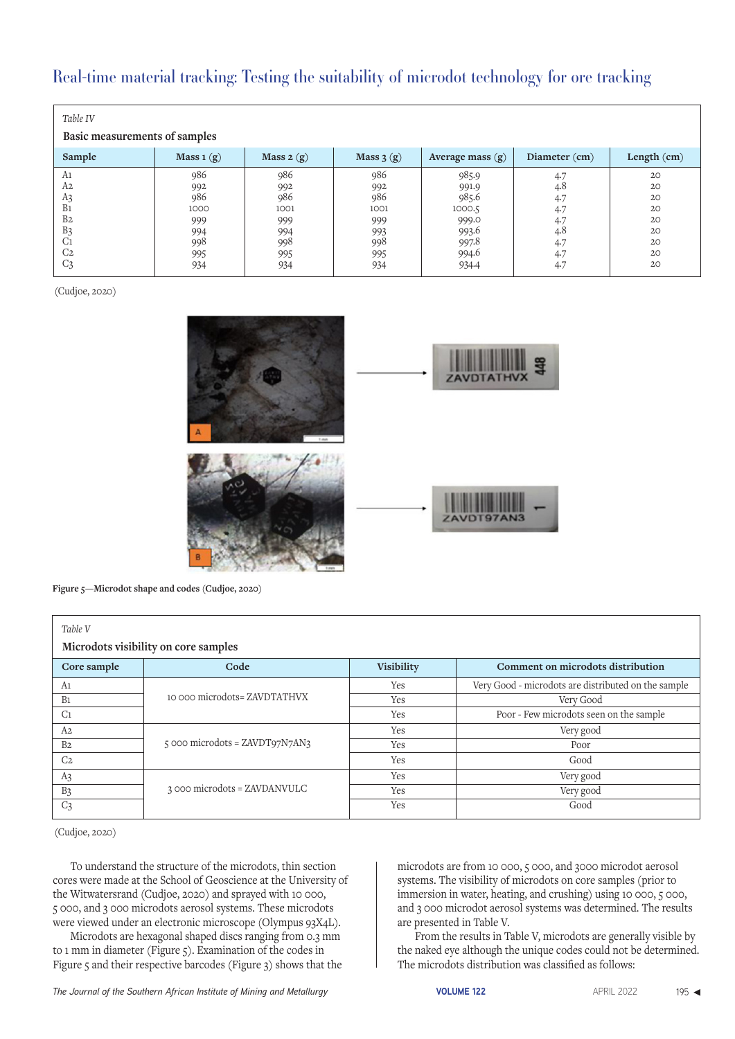Table IV

Basic measurements of samples

| Sample | Mass 1 (g) | Mass 2 (g) | Mass 3 (g) | Average mass (g) | Diameter (cm) | Length (cm) |
|---|---|---|---|---|---|---|
| A1 | 986 | 986 | 986 | 985.9 | 4.7 | 20 |
| A2 | 992 | 992 | 992 | 991.9 | 4.8 | 20 |
| A3 | 986 | 986 | 986 | 985.6 | 4.7 | 20 |
| B1 | 1000 | 1001 | 1001 | 1000.5 | 4.7 | 20 |
| B2 | 999 | 999 | 999 | 999.0 | 4.7 | 20 |
| B3 | 994 | 994 | 993 | 993.6 | 4.8 | 20 |
| C1 | 998 | 998 | 998 | 997.8 | 4.7 | 20 |
| C2 | 995 | 995 | 995 | 994.6 | 4.7 | 20 |
| C3 | 934 | 934 | 934 | 934.4 | 4.7 | 20 |

(Cudjoe, 2020)

**Figure 5—Microdot shape and codes** (Cudjoe, 2020)

Table V

Microdots visibility on core samples

| Core sample | Code | Visibility | Comment on microdots distribution |
|---|---|---|---|
| A1 | 10 000 microdots= ZAVDTATHVX | Yes | Very Good - microdots are distributed on the sample |
| B1 | | Yes | Very Good |
| C1 | | Yes | Poor - Few microdots seen on the sample |
| A2 | 5 000 microdots = ZAVDT97N7AN3 | Yes | Very good |
| B2 | | Yes | Poor |
| C2 | | Yes | Good |
| A3 | 3 000 microdots = ZAVDANVULC | Yes | Very good |
| B3 | | Yes | Very good |
| C3 | | Yes | Good |

(Cudjoe, 2020)

To understand the structure of the microdots, thin section cores were made at the School of Geoscience at the University of the Witwatersrand (Cudjoe, 2020) and sprayed with 10 000, 5 000, and 3 000 microdots aerosol systems. These microdots were viewed under an electronic microscope (Olympus 93X4L).

Microdots are hexagonal shaped discs ranging from 0.3 mm to 1 mm in diameter (Figure 5). Examination of the codes in Figure 5 and their respective barcodes (Figure 3) shows that the microdots are from 10 000, 5 000, and 3000 microdot aerosol systems. The visibility of microdots on core samples (prior to immersion in water, heating, and crushing) using 10 000, 5 000, and 3 000 microdot aerosol systems was determined. The results are presented in Table V.

From the results in Table V, microdots are generally visible by the naked eye although the unique codes could not be determined. The microdots distribution was classified as follows: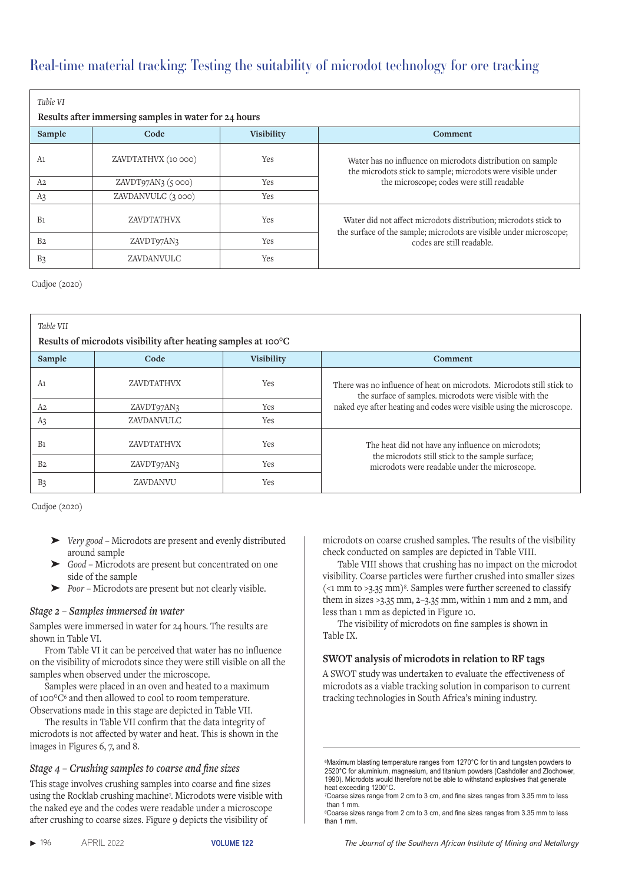*Table VI*

**Results after immersing samples in water for 24 hours**

| Sample | Code | Visibility | Comment |
|---|---|---|---|
| A1 | ZAVDTATHVX (10 000) | Yes | Water has no influence on microdots distribution on sample the microdots stick to sample; microdots were visible under the microscope; codes were still readable |
| A2 | ZAVDT97AN3 (5 000) | Yes | |
| A3 | ZAVDANVULC (3 000) | Yes | |
| B1 | ZAVDTATHVX | Yes | Water did not affect microdots distribution; microdots stick to the surface of the sample; microdots are visible under microscope; codes are still readable. |
| B2 | ZAVDT97AN3 | Yes | |
| B3 | ZAVDANVULC | Yes | |

Cudjoe (2020)

*Table VII*

**Results of microdots visibility after heating samples at 100°C**

| Sample | Code | Visibility | Comment |
|---|---|---|---|
| A1 | ZAVDTATHVX | Yes | There was no influence of heat on microdots. Microdots still stick to the surface of samples. microdots were visible with the naked eye after heating and codes were visible using the microscope. |
| A2 | ZAVDT97AN3 | Yes | |
| A3 | ZAVDANVULC | Yes | |
| B1 | ZAVDTATHVX | Yes | The heat did not have any influence on microdots; the microdots still stick to the sample surface; microdots were readable under the microscope. |
| B2 | ZAVDT97AN3 | Yes | |
| B3 | ZAVDANVU | Yes | |

Cudjoe (2020)

- ➤ *Very good* – Microdots are present and evenly distributed around sample
- ➤ *Good* – Microdots are present but concentrated on one side of the sample
- ➤ *Poor* – Microdots are present but not clearly visible.

### *Stage 2 – Samples immersed in water*

Samples were immersed in water for 24 hours. The results are shown in Table VI.

From Table VI it can be perceived that water has no influence on the visibility of microdots since they were still visible on all the samples when observed under the microscope.

Samples were placed in an oven and heated to a maximum of 100°C[6] and then allowed to cool to room temperature. Observations made in this stage are depicted in Table VII.

The results in Table VII confirm that the data integrity of microdots is not affected by water and heat. This is shown in the images in Figures 6, 7, and 8.

### *Stage 4 – Crushing samples to coarse and fine sizes*

This stage involves crushing samples into coarse and fine sizes using the Rocklab crushing machine[7]. Microdots were visible with the naked eye and the codes were readable under a microscope after crushing to coarse sizes. Figure 9 depicts the visibility of microdots on coarse crushed samples. The results of the visibility check conducted on samples are depicted in Table VIII.

Table VIII shows that crushing has no impact on the microdot visibility. Coarse particles were further crushed into smaller sizes (<1 mm to >3.35 mm)[8]. Samples were further screened to classify them in sizes >3.35 mm, 2–3.35 mm, within 1 mm and 2 mm, and less than 1 mm as depicted in Figure 10.

The visibility of microdots on fine samples is shown in Table IX.

### SWOT analysis of microdots in relation to RF tags

A SWOT study was undertaken to evaluate the effectiveness of microdots as a viable tracking solution in comparison to current tracking technologies in South Africa's mining industry.

---

[6]Maximum blasting temperature ranges from 1270°C for tin and tungsten powders to 2520°C for aluminium, magnesium, and titanium powders (Cashdoller and Zlochower, 1990). Microdots would therefore not be able to withstand explosives that generate heat exceeding 1200°C.

[7]Coarse sizes range from 2 cm to 3 cm, and fine sizes ranges from 3.35 mm to less than 1 mm.

[8]Coarse sizes range from 2 cm to 3 cm, and fine sizes ranges from 3.35 mm to less than 1 mm.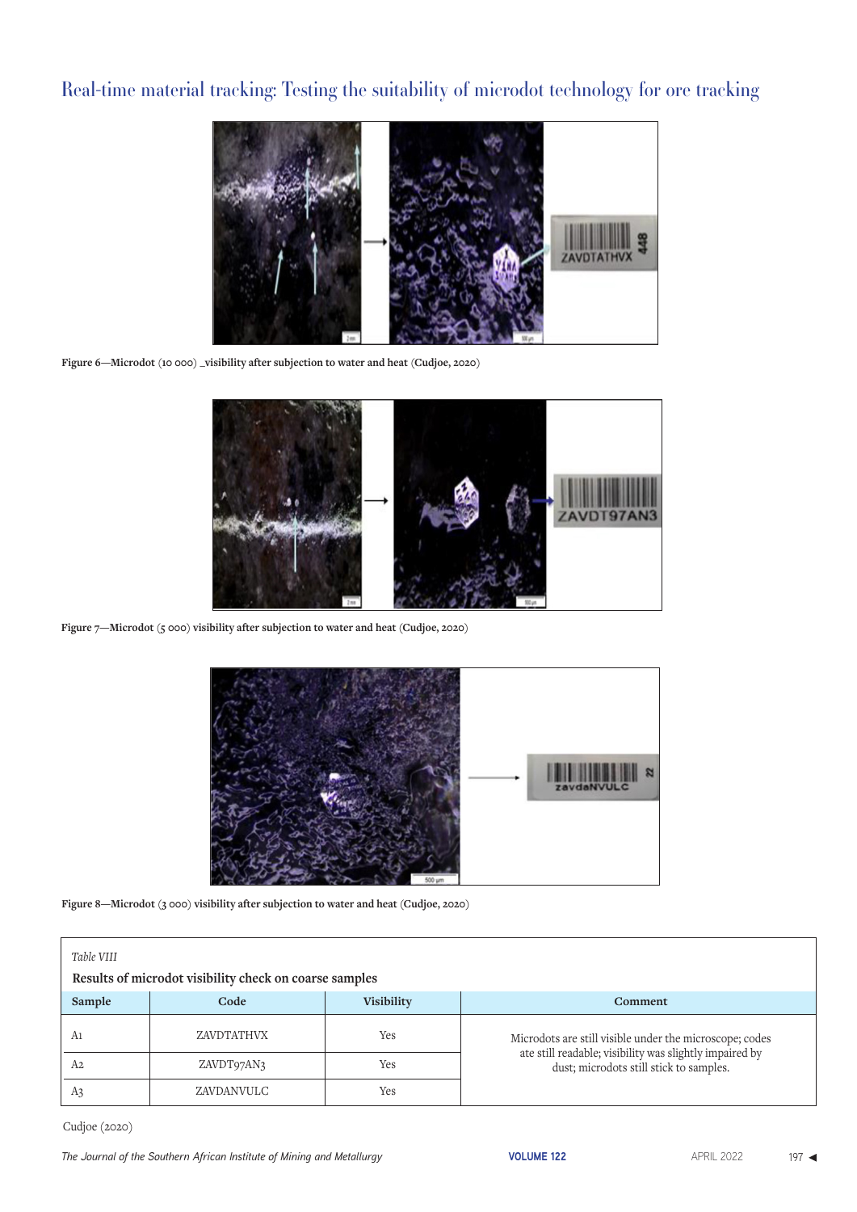Figure 6—Microdot (10 000) _visibility after subjection to water and heat (Cudjoe, 2020)

Figure 7—Microdot (5 000) visibility after subjection to water and heat (Cudjoe, 2020)

Figure 8—Microdot (3 000) visibility after subjection to water and heat (Cudjoe, 2020)

*Table VIII*

**Results of microdot visibility check on coarse samples**

| Sample | Code | Visibility | Comment |
|---|---|---|---|
| A1 | ZAVDTATHVX | Yes | Microdots are still visible under the microscope; codes ate still readable; visibility was slightly impaired by dust; microdots still stick to samples. |
| A2 | ZAVDT97AN3 | Yes | |
| A3 | ZAVDANVULC | Yes | |

Cudjoe (2020)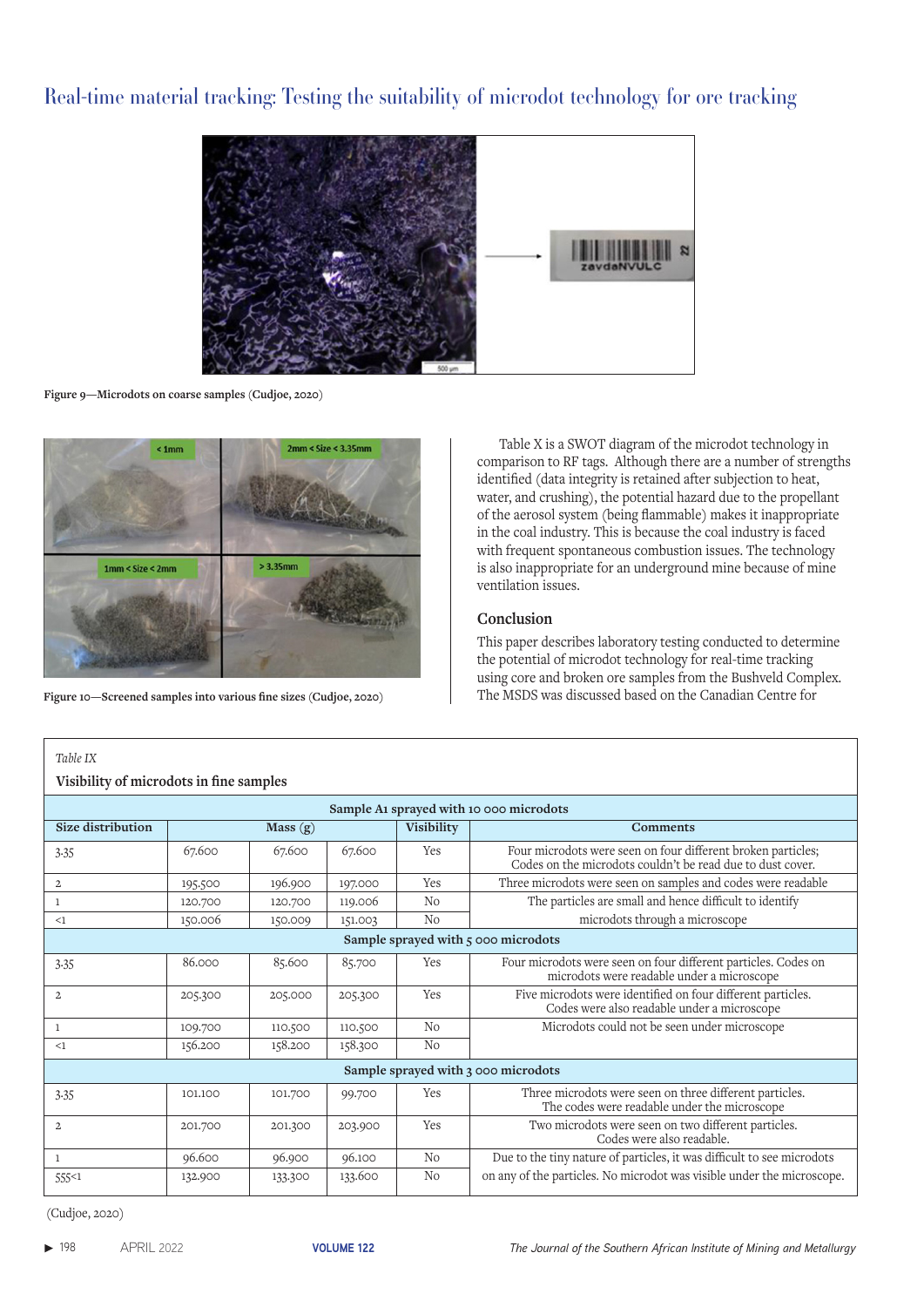Figure 9—Microdots on coarse samples (Cudjoe, 2020)

Figure 10—Screened samples into various fine sizes (Cudjoe, 2020)

Table X is a SWOT diagram of the microdot technology in comparison to RF tags. Although there are a number of strengths identified (data integrity is retained after subjection to heat, water, and crushing), the potential hazard due to the propellant of the aerosol system (being flammable) makes it inappropriate in the coal industry. This is because the coal industry is faced with frequent spontaneous combustion issues. The technology is also inappropriate for an underground mine because of mine ventilation issues.

## Conclusion

This paper describes laboratory testing conducted to determine the potential of microdot technology for real-time tracking using core and broken ore samples from the Bushveld Complex. The MSDS was discussed based on the Canadian Centre for

*Table IX*

**Visibility of microdots in fine samples**

| Size distribution | Mass (g) | | | Visibility | Comments |
|---|---|---|---|---|---|
| **Sample A1 sprayed with 10 000 microdots** | | | | | |
| 3.35 | 67.600 | 67.600 | 67.600 | Yes | Four microdots were seen on four different broken particles; Codes on the microdots couldn't be read due to dust cover. |
| 2 | 195.500 | 196.900 | 197.000 | Yes | Three microdots were seen on samples and codes were readable |
| 1 | 120.700 | 120.700 | 119.006 | No | The particles are small and hence difficult to identify microdots through a microscope |
| <1 | 150.006 | 150.009 | 151.003 | No | |
| **Sample sprayed with 5 000 microdots** | | | | | |
| 3.35 | 86.000 | 85.600 | 85.700 | Yes | Four microdots were seen on four different particles. Codes on microdots were readable under a microscope |
| 2 | 205.300 | 205.000 | 205.300 | Yes | Five microdots were identified on four different particles. Codes were also readable under a microscope |
| 1 | 109.700 | 110.500 | 110.500 | No | Microdots could not be seen under microscope |
| <1 | 156.200 | 158.200 | 158.300 | No | |
| **Sample sprayed with 3 000 microdots** | | | | | |
| 3.35 | 101.100 | 101.700 | 99.700 | Yes | Three microdots were seen on three different particles. The codes were readable under the microscope |
| 2 | 201.700 | 201.300 | 203.900 | Yes | Two microdots were seen on two different particles. Codes were also readable. |
| 1 | 96.600 | 96.900 | 96.100 | No | Due to the tiny nature of particles, it was difficult to see microdots on any of the particles. No microdot was visible under the microscope. |
| 555<1 | 132.900 | 133.300 | 133.600 | No | |

(Cudjoe, 2020)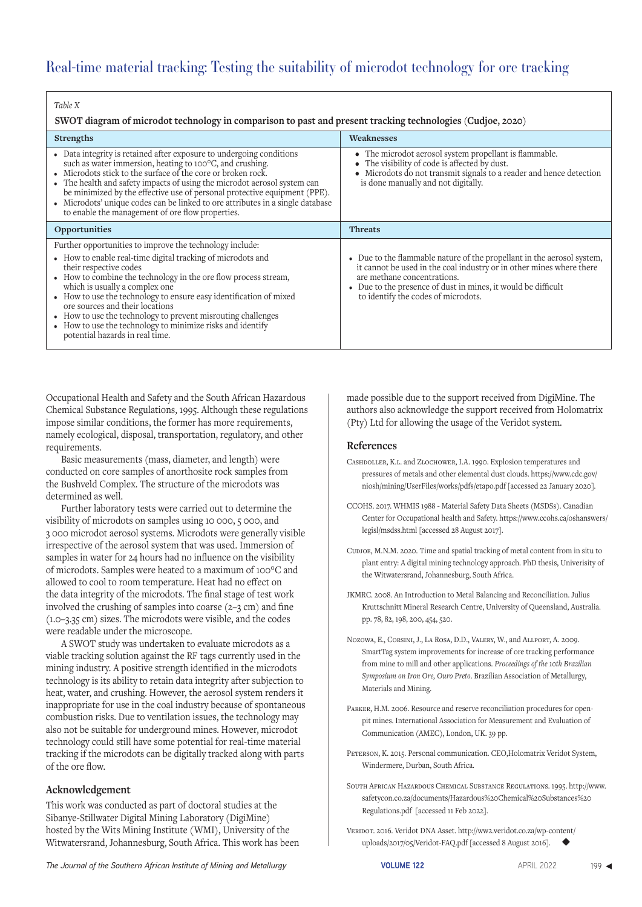*Table X*

**SWOT diagram of microdot technology in comparison to past and present tracking technologies (Cudjoe, 2020)**

| **Strengths** | **Weaknesses** |
|---|---|
| • Data integrity is retained after exposure to undergoing conditions such as water immersion, heating to 100°C, and crushing.<br>• Microdots stick to the surface of the core or broken rock.<br>• The health and safety impacts of using the microdot aerosol system can be minimized by the effective use of personal protective equipment (PPE).<br>• Microdots' unique codes can be linked to ore attributes in a single database to enable the management of ore flow properties. | • The microdot aerosol system propellant is flammable.<br>• The visibility of code is affected by dust.<br>• Microdots do not transmit signals to a reader and hence detection is done manually and not digitally. |
| **Opportunities** | **Threats** |
| Further opportunities to improve the technology include:<br>• How to enable real-time digital tracking of microdots and their respective codes<br>• How to combine the technology in the ore flow process stream, which is usually a complex one<br>• How to use the technology to ensure easy identification of mixed ore sources and their locations<br>• How to use the technology to prevent misrouting challenges<br>• How to use the technology to minimize risks and identify potential hazards in real time. | • Due to the flammable nature of the propellant in the aerosol system, it cannot be used in the coal industry or in other mines where there are methane concentrations.<br>• Due to the presence of dust in mines, it would be difficult to identify the codes of microdots. |

Occupational Health and Safety and the South African Hazardous Chemical Substance Regulations, 1995. Although these regulations impose similar conditions, the former has more requirements, namely ecological, disposal, transportation, regulatory, and other requirements.

Basic measurements (mass, diameter, and length) were conducted on core samples of anorthosite rock samples from the Bushveld Complex. The structure of the microdots was determined as well.

Further laboratory tests were carried out to determine the visibility of microdots on samples using 10 000, 5 000, and 3 000 microdot aerosol systems. Microdots were generally visible irrespective of the aerosol system that was used. Immersion of samples in water for 24 hours had no influence on the visibility of microdots. Samples were heated to a maximum of 100°C and allowed to cool to room temperature. Heat had no effect on the data integrity of the microdots. The final stage of test work involved the crushing of samples into coarse (2–3 cm) and fine (1.0–3.35 cm) sizes. The microdots were visible, and the codes were readable under the microscope.

A SWOT study was undertaken to evaluate microdots as a viable tracking solution against the RF tags currently used in the mining industry. A positive strength identified in the microdots technology is its ability to retain data integrity after subjection to heat, water, and crushing. However, the aerosol system renders it inappropriate for use in the coal industry because of spontaneous combustion risks. Due to ventilation issues, the technology may also not be suitable for underground mines. However, microdot technology could still have some potential for real-time material tracking if the microdots can be digitally tracked along with parts of the ore flow.

## Acknowledgement

This work was conducted as part of doctoral studies at the Sibanye-Stillwater Digital Mining Laboratory (DigiMine) hosted by the Wits Mining Institute (WMI), University of the Witwatersrand, Johannesburg, South Africa. This work has been made possible due to the support received from DigiMine. The authors also acknowledge the support received from Holomatrix (Pty) Ltd for allowing the usage of the Veridot system.

## References

Cashdoller, K.L. and Zlochower, I.A. 1990. Explosion temperatures and pressures of metals and other elemental dust clouds. https://www.cdc.gov/niosh/mining/UserFiles/works/pdfs/etapo.pdf [accessed 22 January 2020].

CCOHS. 2017. WHMIS 1988 - Material Safety Data Sheets (MSDSs). Canadian Center for Occupational health and Safety. https://www.ccohs.ca/oshanswers/legisl/msdss.html [accessed 28 August 2017].

Cudjoe, M.N.M. 2020. Time and spatial tracking of metal content from in situ to plant arrive: A digital mining technology approach. PhD thesis, Univerisity of the Witwatersrand, Johannesburg, South Africa.

JKMRC. 2008. An Introduction to Metal Balancing and Reconciliation. Julius Kruttschnitt Mineral Research Centre, University of Queensland, Australia. pp. 78, 82, 198, 200, 454, 520.

Nozowa, E., Corsini, J., La Rosa, D.D., Valery, W., and Allport, A. 2009. SmartTag system improvements for increase of ore tracking performance from mine to mill and other applications. *Proceedings of the 10th Brazilian Symposium on Iron Ore, Ouro Preto*. Brazilian Association of Metallurgy, Materials and Mining.

Parker, H.M. 2006. Resource and reserve reconciliation procedures for open-pit mines. International Association for Measurement and Evaluation of Communication (AMEC), London, UK. 39 pp.

Peterson, K. 2015. Personal communication. CEO,Holomatrix Veridot System, Windermere, Durban, South Africa.

South African Hazardous Chemical Substance Regulations. 1995. http://www.safetycon.co.za/documents/Hazardous%20Chemical%20Substances%20Regulations.pdf [accessed 11 Feb 2022].

Veridot. 2016. Veridot DNA Asset. http://ww2.veridot.co.za/wp-content/uploads/2017/05/Veridot-FAQ.pdf [accessed 8 August 2016]. ◆